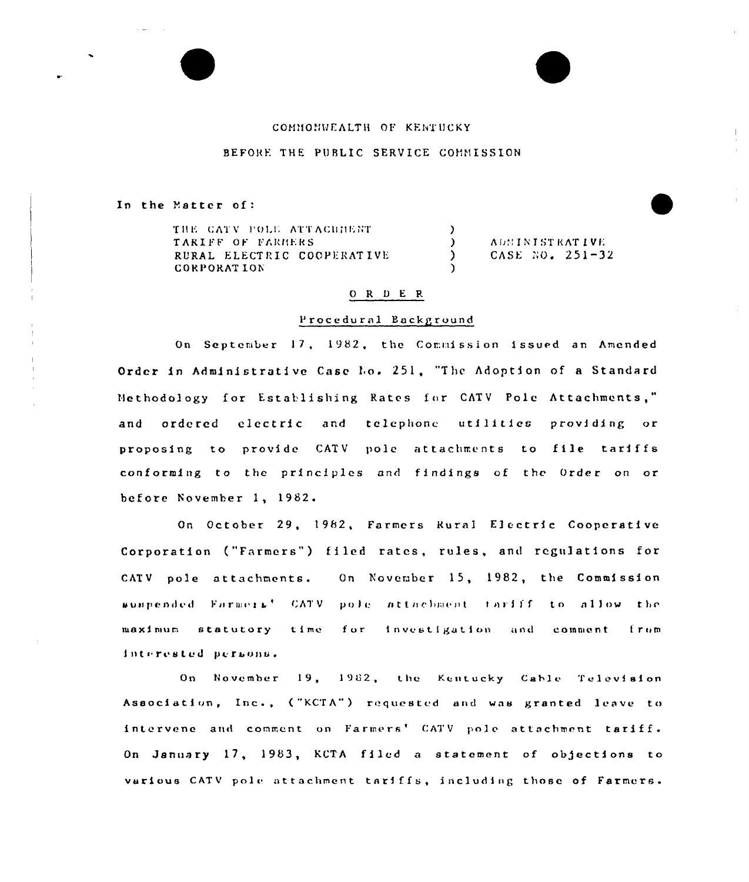COMMONWEALTH OF KENTUCKY

BEFORE THE PUBLIC SERVICE COMMISSION

In the Matter of:

| | | |
|---|---|---|
| THE CATV POLE ATTACHMENT TARIFF OF FARMERS RURAL ELECTRIC COOPERATIVE CORPORATION | ) | ADMINISTRATIVE CASE NO. 251-32 |

## O R D E R

### Procedural Background

On September 17, 1982, the Commission issued an Amended Order in Administrative Case No. 251, "The Adoption of a Standard Methodology for Establishing Rates for CATV Pole Attachments," and ordered electric and telephone utilities providing or proposing to provide CATV pole attachments to file tariffs conforming to the principles and findings of the Order on or before November 1, 1982.

On October 29, 1982, Farmers Rural Electric Cooperative Corporation ("Farmers") filed rates, rules, and regulations for CATV pole attachments. On November 15, 1982, the Commission suspended Farmers' CATV pole attachment tariff to allow the maximum statutory time for investigation and comment from interested persons.

On November 19, 1982, the Kentucky Cable Television Association, Inc., ("KCTA") requested and was granted leave to intervene and comment on Farmers' CATV pole attachment tariff. On January 17, 1983, KCTA filed a statement of objections to various CATV pole attachment tariffs, including those of Farmers.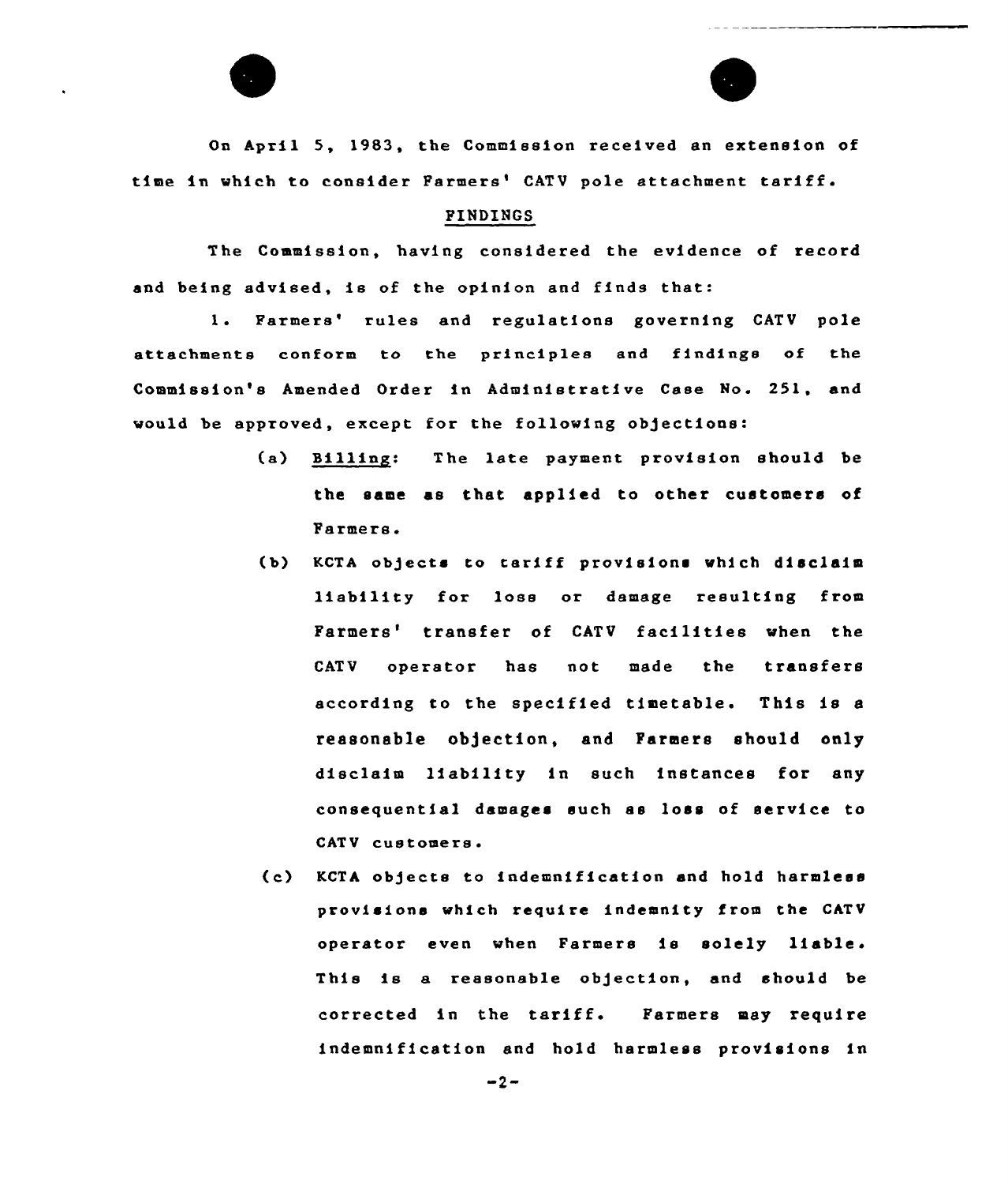On April 5, 1983, the Commission received an extension of time in which to consider Farmers' CATV pole attachment tariff.

## FINDINGS

The Commission, having considered the evidence of record and being advised, is of the opinion and finds that:

1. Farmers' rules and regulations governing CATV pole attachments conform to the principles and findings of the Commission's Amended Order in Administrative Case No. 251, and would be approved, except for the following objections:

   (a) Billing: The late payment provision should be the same as that applied to other customers of Farmers.

   (b) KCTA objects to tariff provisions which disclaim liability for loss or damage resulting from Farmers' transfer of CATV facilities when the CATV operator has not made the transfers according to the specified timetable. This is a reasonable objection, and Farmers should only disclaim liability in such instances for any consequential damages such as loss of service to CATV customers.

   (c) KCTA objects to indemnification and hold harmless provisions which require indemnity from the CATV operator even when Farmers is solely liable. This is a reasonable objection, and should be corrected in the tariff. Farmers may require indemnification and hold harmless provisions in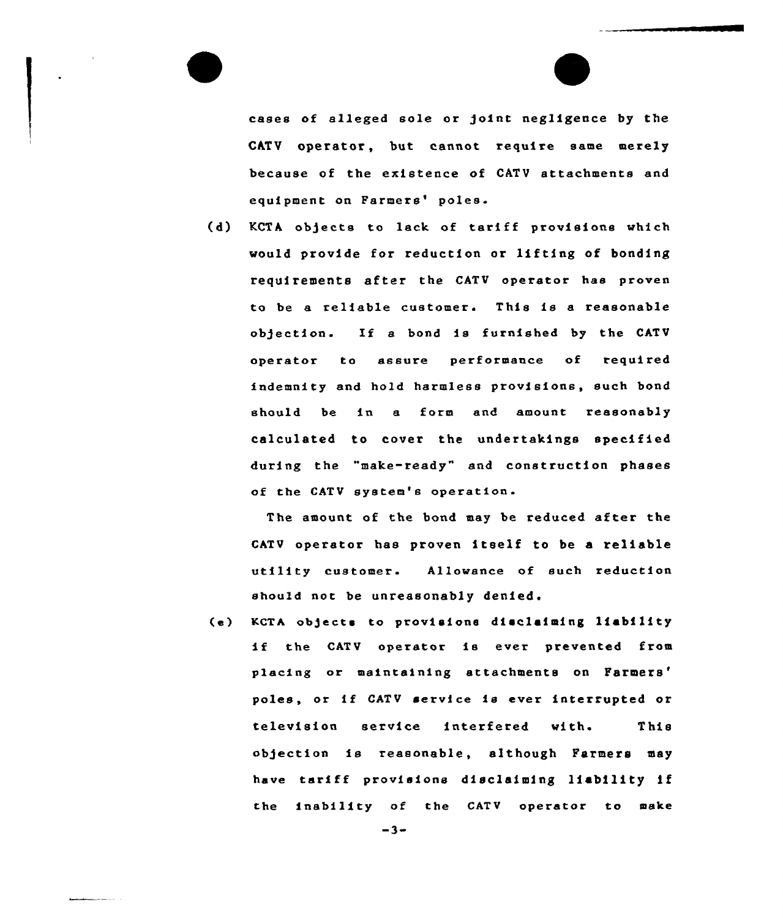cases of alleged sole or joint negligence by the CATV operator, but cannot require same merely because of the existence of CATV attachments and equipment on Farmers' poles.

(d) KCTA objects to lack of tariff provisions which would provide for reduction or lifting of bonding requirements after the CATV operator has proven to be a reliable customer. This is a reasonable objection. If a bond is furnished by the CATV operator to assure performance of required indemnity and hold harmless provisions, such bond should be in a form and amount reasonably calculated to cover the undertakings specified during the "make-ready" and construction phases of the CATV system's operation.

The amount of the bond may be reduced after the CATV operator has proven itself to be a reliable utility customer. Allowance of such reduction should not be unreasonably denied.

(e) KCTA objects to provisions disclaiming liability if the CATV operator is ever prevented from placing or maintaining attachments on Farmers' poles, or if CATV service is ever interrupted or television service interfered with. This objection is reasonable, although Farmers may have tariff provisions disclaiming liability if the inability of the CATV operator to make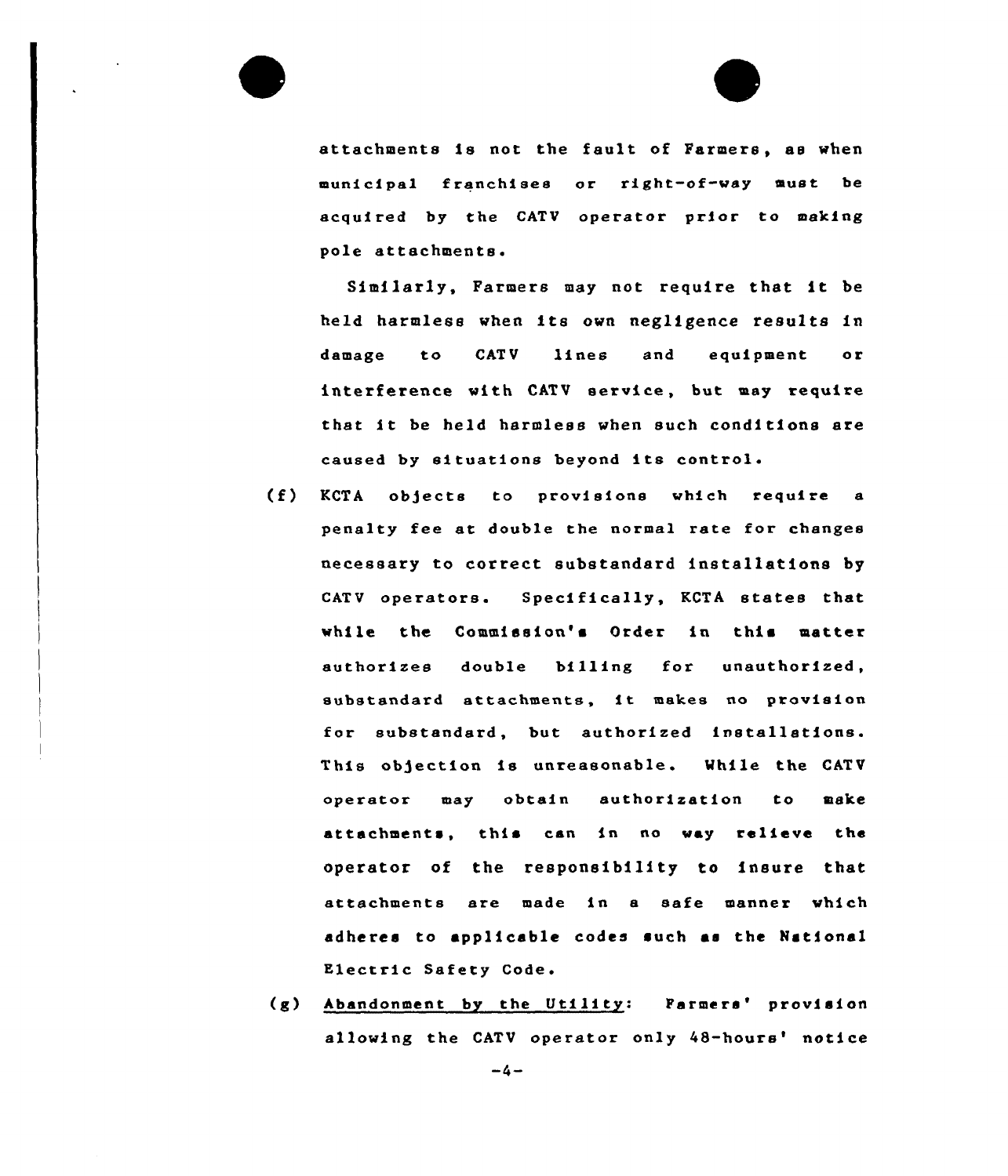attachments is not the fault of Farmers, as when municipal franchises or right-of-way must be acquired by the CATV operator prior to making pole attachments.

Similarly, Farmers may not require that it be held harmless when its own negligence results in damage to CATV lines and equipment or interference with CATV service, but may require that it be held harmless when such conditions are caused by situations beyond its control.

(f) KCTA objects to provisions which require a penalty fee at double the normal rate for changes necessary to correct substandard installations by CATV operators. Specifically, KCTA states that while the Commission's Order in this matter authorizes double billing for unauthorized, substandard attachments, it makes no provision for substandard, but authorized installations. This objection is unreasonable. While the CATV operator may obtain authorization to make attachments, this can in no way relieve the operator of the responsibility to insure that attachments are made in a safe manner which adheres to applicable codes such as the National Electric Safety Code.

(g) Abandonment by the Utility: Farmers' provision allowing the CATV operator only 48-hours' notice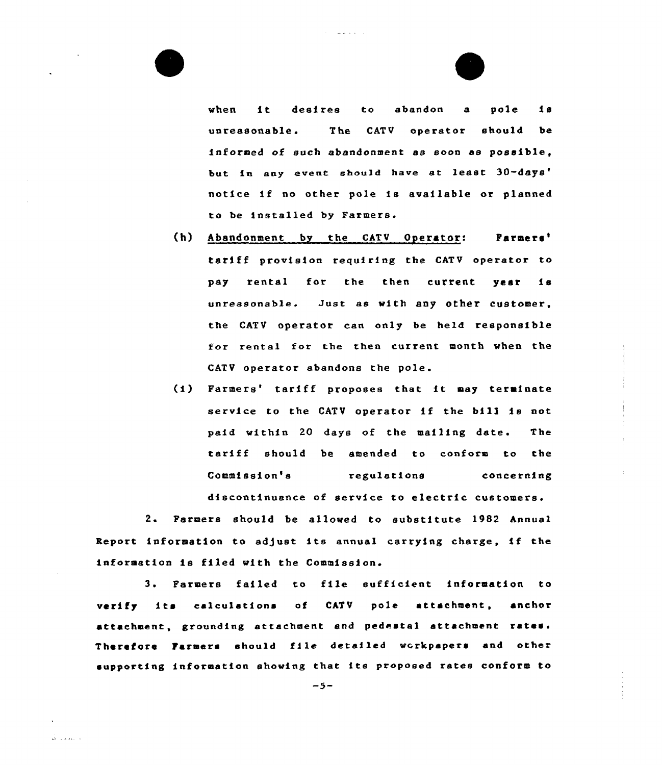when it desires to abandon a pole is unreasonable. The CATV operator should be informed of such abandonment as soon as possible, but in any event should have at least 30-days' notice if no other pole is available or planned to be installed by Farmers.

(h) Abandonment by the CATV Operator: Farmers' tariff provision requiring the CATV operator to pay rental for the then current year is unreasonable. Just as with any other customer, the CATV operator can only be held responsible for rental for the then current month when the CATV operator abandons the pole.

(i) Farmers' tariff proposes that it may terminate service to the CATV operator if the bill is not paid within 20 days of the mailing date. The tariff should be amended to conform to the Commission's regulations concerning discontinuance of service to electric customers.

2. Farmers should be allowed to substitute 1982 Annual Report information to adjust its annual carrying charge, if the information is filed with the Commission.

3. Farmers failed to file sufficient information to verify its calculations of CATV pole attachment, anchor attachment, grounding attachment and pedestal attachment rates. Therefore Farmers should file detailed workpapers and other supporting information showing that its proposed rates conform to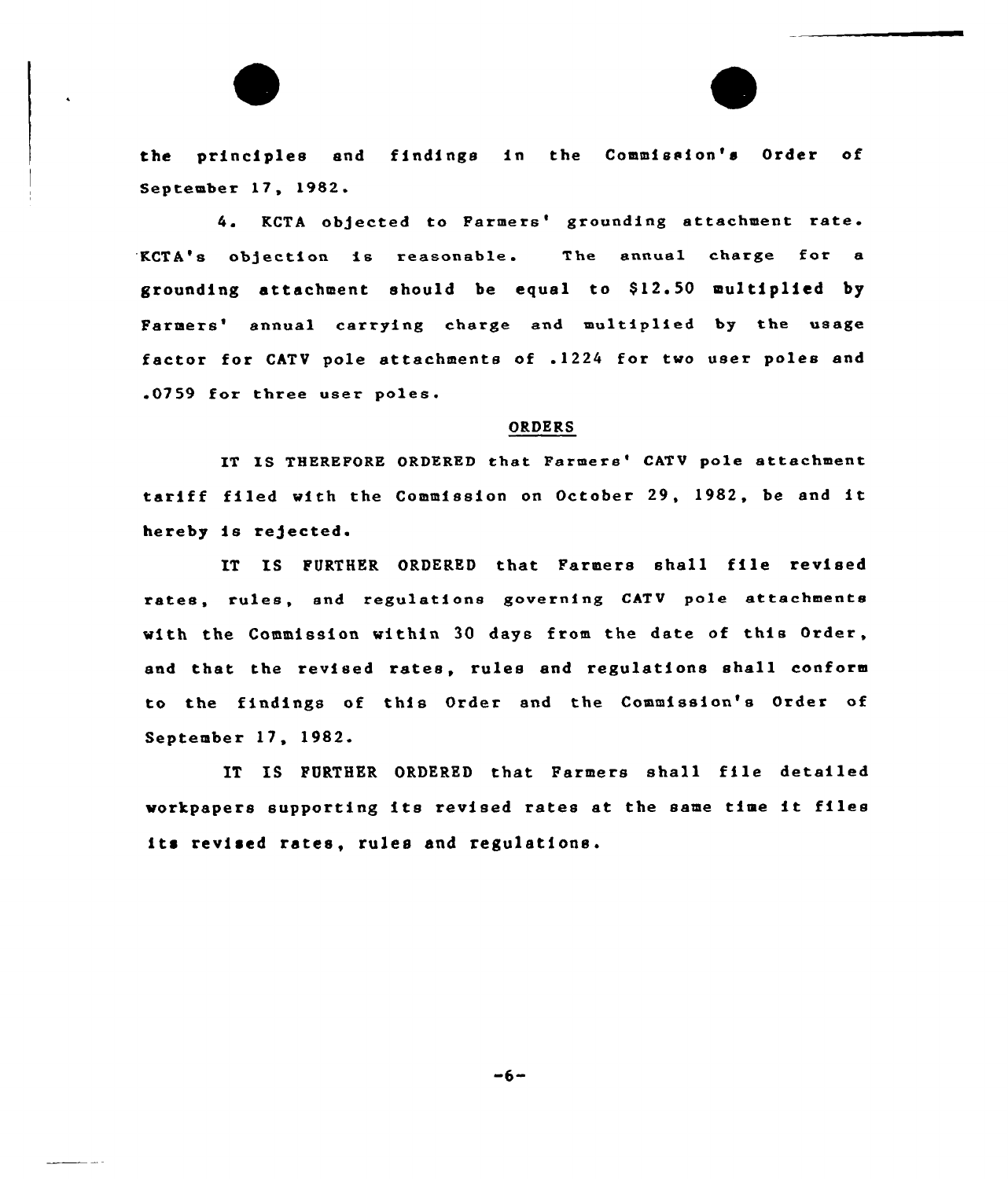the principles and findings in the Commission's Order of September 17, 1982.

4. KCTA objected to Farmers' grounding attachment rate. KCTA's objection is reasonable. The annual charge for a grounding attachment should be equal to $12.50 multiplied by Farmers' annual carrying charge and multiplied by the usage factor for CATV pole attachments of .1224 for two user poles and .0759 for three user poles.

## ORDERS

IT IS THEREFORE ORDERED that Farmers' CATV pole attachment tariff filed with the Commission on October 29, 1982, be and it hereby is rejected.

IT IS FURTHER ORDERED that Farmers shall file revised rates, rules, and regulations governing CATV pole attachments with the Commission within 30 days from the date of this Order, and that the revised rates, rules and regulations shall conform to the findings of this Order and the Commission's Order of September 17, 1982.

IT IS FURTHER ORDERED that Farmers shall file detailed workpapers supporting its revised rates at the same time it files its revised rates, rules and regulations.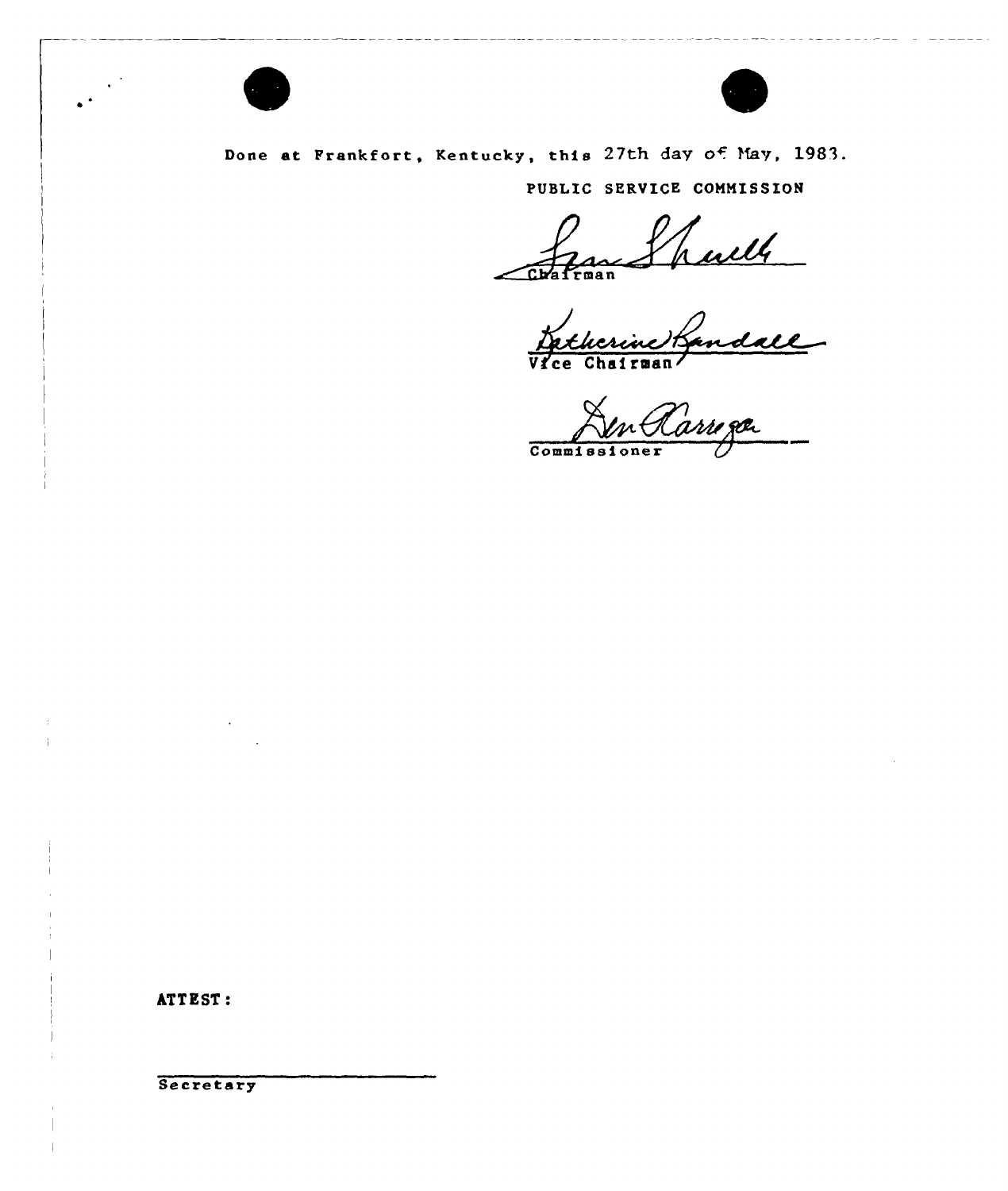Done at Frankfort, Kentucky, this 27th day of May, 1983.

PUBLIC SERVICE COMMISSION

Chairman

Vice Chairman

Commissioner

ATTEST:

Secretary